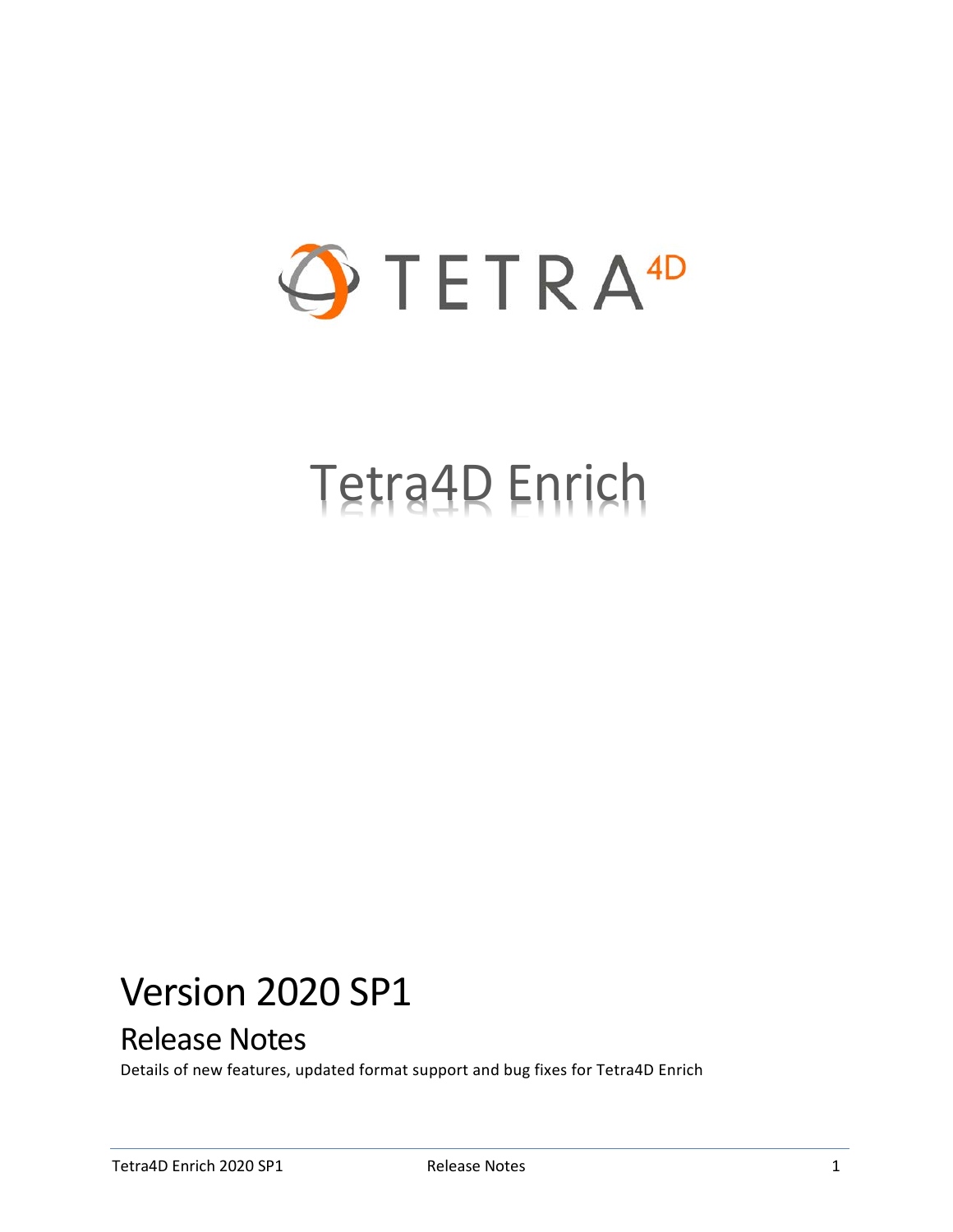# Tetra4D Enrich

## Version 2020 SP1

### Release Notes

Details of new features, updated format support and bug fixes for Tetra4D Enrich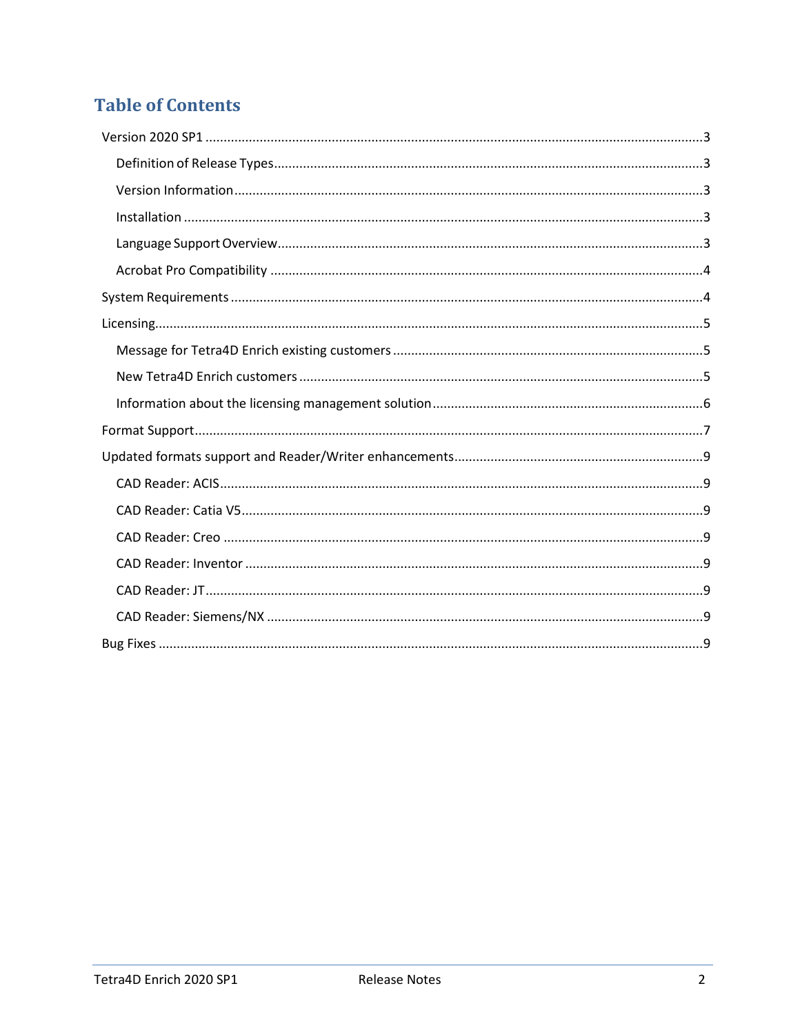# Table of Contents

- Version 2020 SP1 ........................................ 3
  - Definition of Release Types ........................................ 3
  - Version Information ........................................ 3
  - Installation ........................................ 3
  - Language Support Overview ........................................ 3
  - Acrobat Pro Compatibility ........................................ 4
- System Requirements ........................................ 4
- Licensing ........................................ 5
  - Message for Tetra4D Enrich existing customers ........................................ 5
  - New Tetra4D Enrich customers ........................................ 5
  - Information about the licensing management solution ........................................ 6
- Format Support ........................................ 7
- Updated formats support and Reader/Writer enhancements ........................................ 9
  - CAD Reader: ACIS ........................................ 9
  - CAD Reader: Catia V5 ........................................ 9
  - CAD Reader: Creo ........................................ 9
  - CAD Reader: Inventor ........................................ 9
  - CAD Reader: JT ........................................ 9
  - CAD Reader: Siemens/NX ........................................ 9
- Bug Fixes ........................................ 9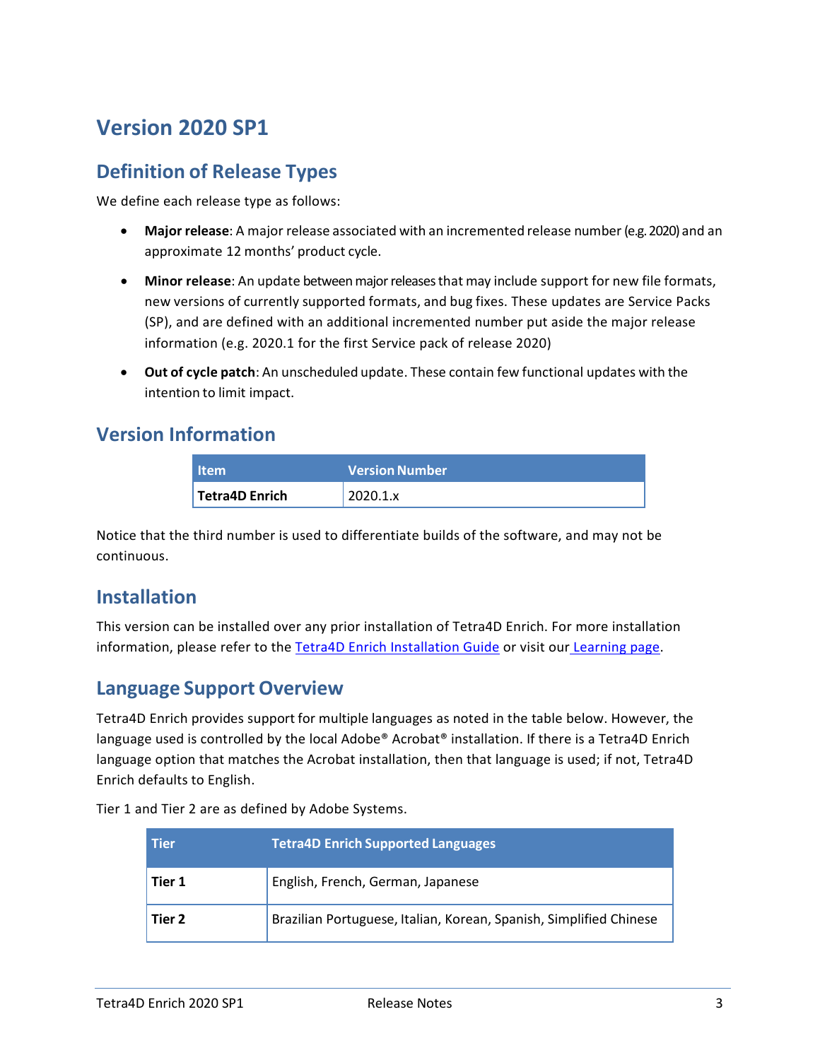# Version 2020 SP1

## Definition of Release Types

We define each release type as follows:

- **Major release**: A major release associated with an incremented release number (e.g. 2020) and an approximate 12 months' product cycle.
- **Minor release**: An update between major releases that may include support for new file formats, new versions of currently supported formats, and bug fixes. These updates are Service Packs (SP), and are defined with an additional incremented number put aside the major release information (e.g. 2020.1 for the first Service pack of release 2020)
- **Out of cycle patch**: An unscheduled update. These contain few functional updates with the intention to limit impact.

## Version Information

| Item | Version Number |
|---|---|
| **Tetra4D Enrich** | 2020.1.x |

Notice that the third number is used to differentiate builds of the software, and may not be continuous.

## Installation

This version can be installed over any prior installation of Tetra4D Enrich. For more installation information, please refer to the Tetra4D Enrich Installation Guide or visit our Learning page.

## Language Support Overview

Tetra4D Enrich provides support for multiple languages as noted in the table below. However, the language used is controlled by the local Adobe® Acrobat® installation. If there is a Tetra4D Enrich language option that matches the Acrobat installation, then that language is used; if not, Tetra4D Enrich defaults to English.

Tier 1 and Tier 2 are as defined by Adobe Systems.

| Tier | Tetra4D Enrich Supported Languages |
|---|---|
| **Tier 1** | English, French, German, Japanese |
| **Tier 2** | Brazilian Portuguese, Italian, Korean, Spanish, Simplified Chinese |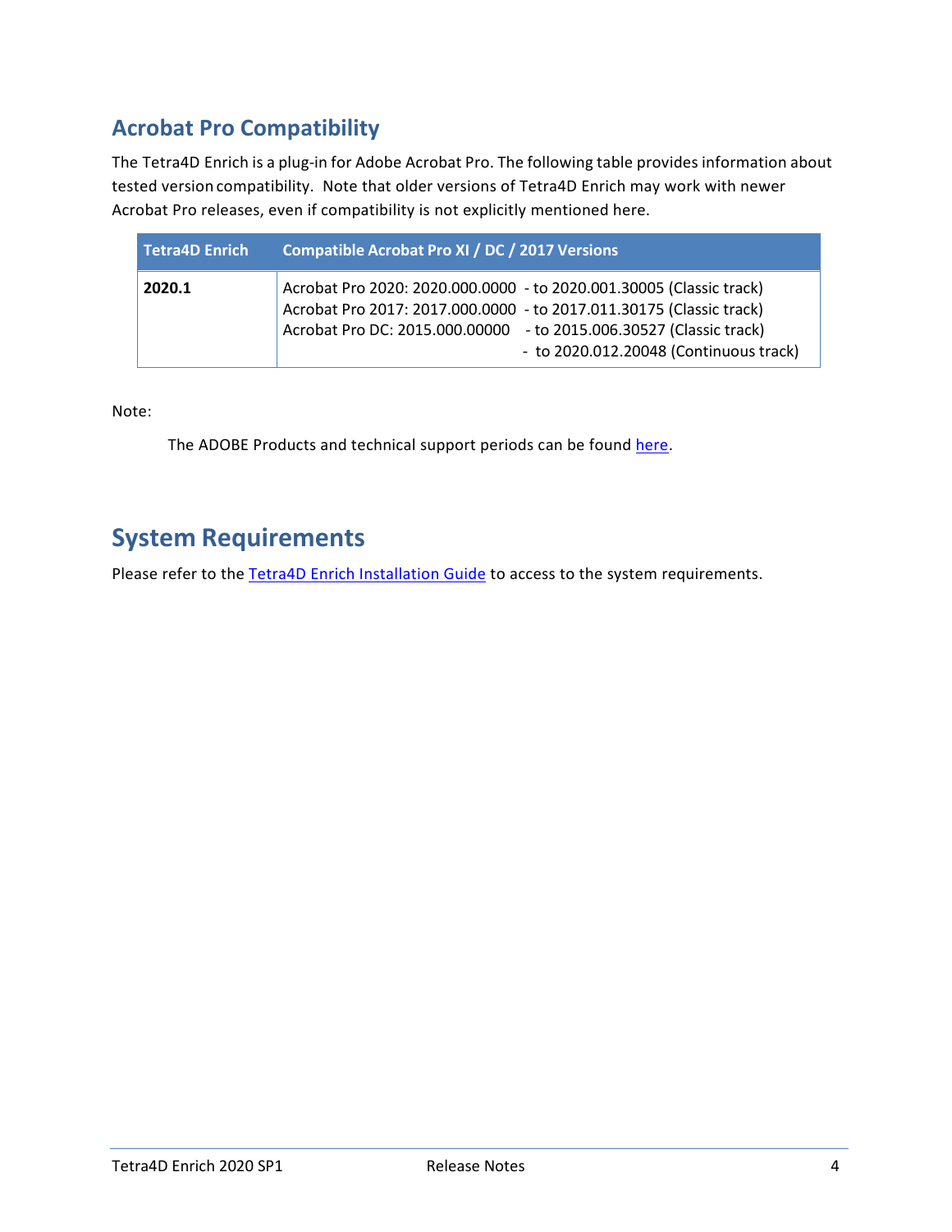## Acrobat Pro Compatibility

The Tetra4D Enrich is a plug-in for Adobe Acrobat Pro. The following table provides information about tested version compatibility. Note that older versions of Tetra4D Enrich may work with newer Acrobat Pro releases, even if compatibility is not explicitly mentioned here.

| Tetra4D Enrich | Compatible Acrobat Pro XI / DC / 2017 Versions |
| --- | --- |
| **2020.1** | Acrobat Pro 2020: 2020.000.0000 - to 2020.001.30005 (Classic track)<br>Acrobat Pro 2017: 2017.000.0000 - to 2017.011.30175 (Classic track)<br>Acrobat Pro DC: 2015.000.00000 - to 2015.006.30527 (Classic track)<br>- to 2020.012.20048 (Continuous track) |

Note:

The ADOBE Products and technical support periods can be found [here](#).

## System Requirements

Please refer to the [Tetra4D Enrich Installation Guide](#) to access to the system requirements.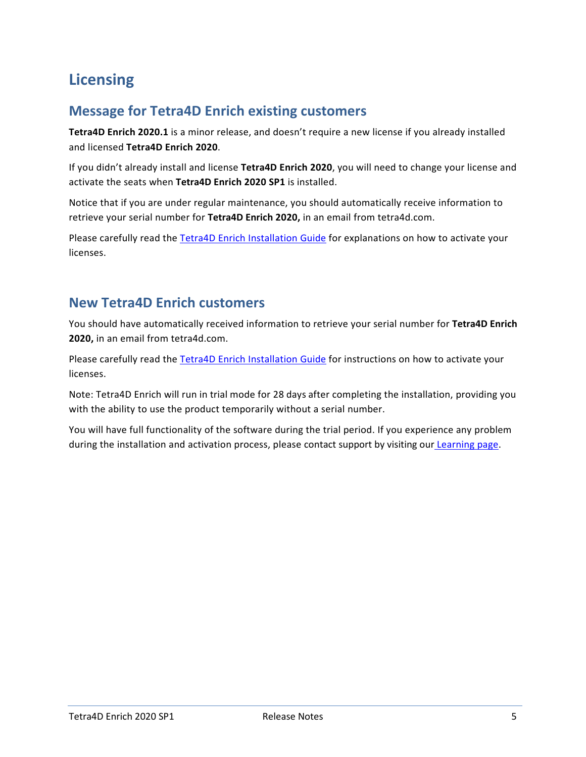# Licensing

## Message for Tetra4D Enrich existing customers

**Tetra4D Enrich 2020.1** is a minor release, and doesn't require a new license if you already installed and licensed **Tetra4D Enrich 2020**.

If you didn't already install and license **Tetra4D Enrich 2020**, you will need to change your license and activate the seats when **Tetra4D Enrich 2020 SP1** is installed.

Notice that if you are under regular maintenance, you should automatically receive information to retrieve your serial number for **Tetra4D Enrich 2020,** in an email from tetra4d.com.

Please carefully read the Tetra4D Enrich Installation Guide for explanations on how to activate your licenses.

## New Tetra4D Enrich customers

You should have automatically received information to retrieve your serial number for **Tetra4D Enrich 2020,** in an email from tetra4d.com.

Please carefully read the Tetra4D Enrich Installation Guide for instructions on how to activate your licenses.

Note: Tetra4D Enrich will run in trial mode for 28 days after completing the installation, providing you with the ability to use the product temporarily without a serial number.

You will have full functionality of the software during the trial period. If you experience any problem during the installation and activation process, please contact support by visiting our Learning page.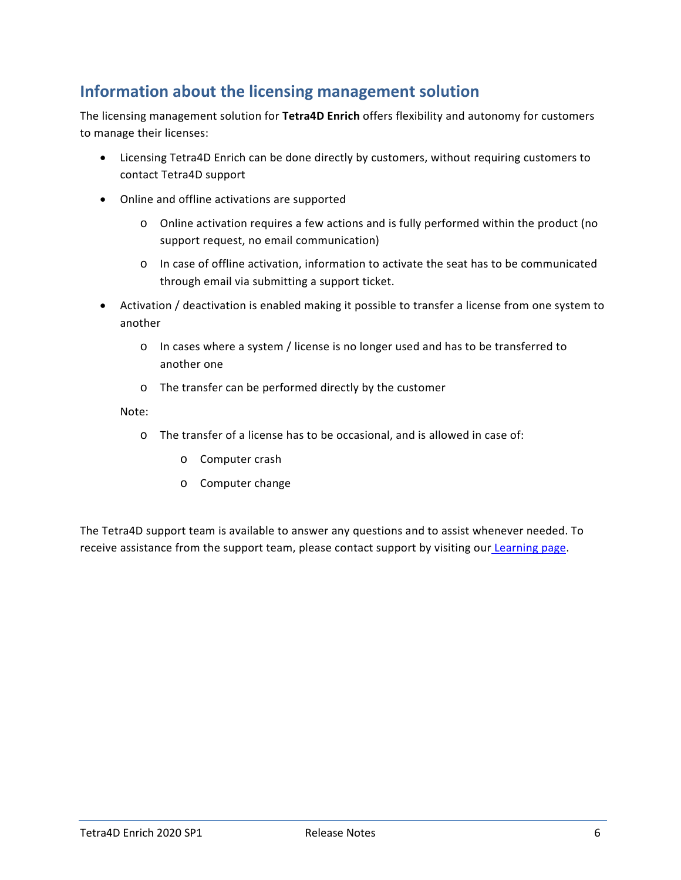## Information about the licensing management solution

The licensing management solution for **Tetra4D Enrich** offers flexibility and autonomy for customers to manage their licenses:

- Licensing Tetra4D Enrich can be done directly by customers, without requiring customers to contact Tetra4D support
- Online and offline activations are supported
  - Online activation requires a few actions and is fully performed within the product (no support request, no email communication)
  - In case of offline activation, information to activate the seat has to be communicated through email via submitting a support ticket.
- Activation / deactivation is enabled making it possible to transfer a license from one system to another
  - In cases where a system / license is no longer used and has to be transferred to another one
  - The transfer can be performed directly by the customer

  Note:

  - The transfer of a license has to be occasional, and is allowed in case of:
    - Computer crash
    - Computer change

The Tetra4D support team is available to answer any questions and to assist whenever needed. To receive assistance from the support team, please contact support by visiting our [Learning page](#).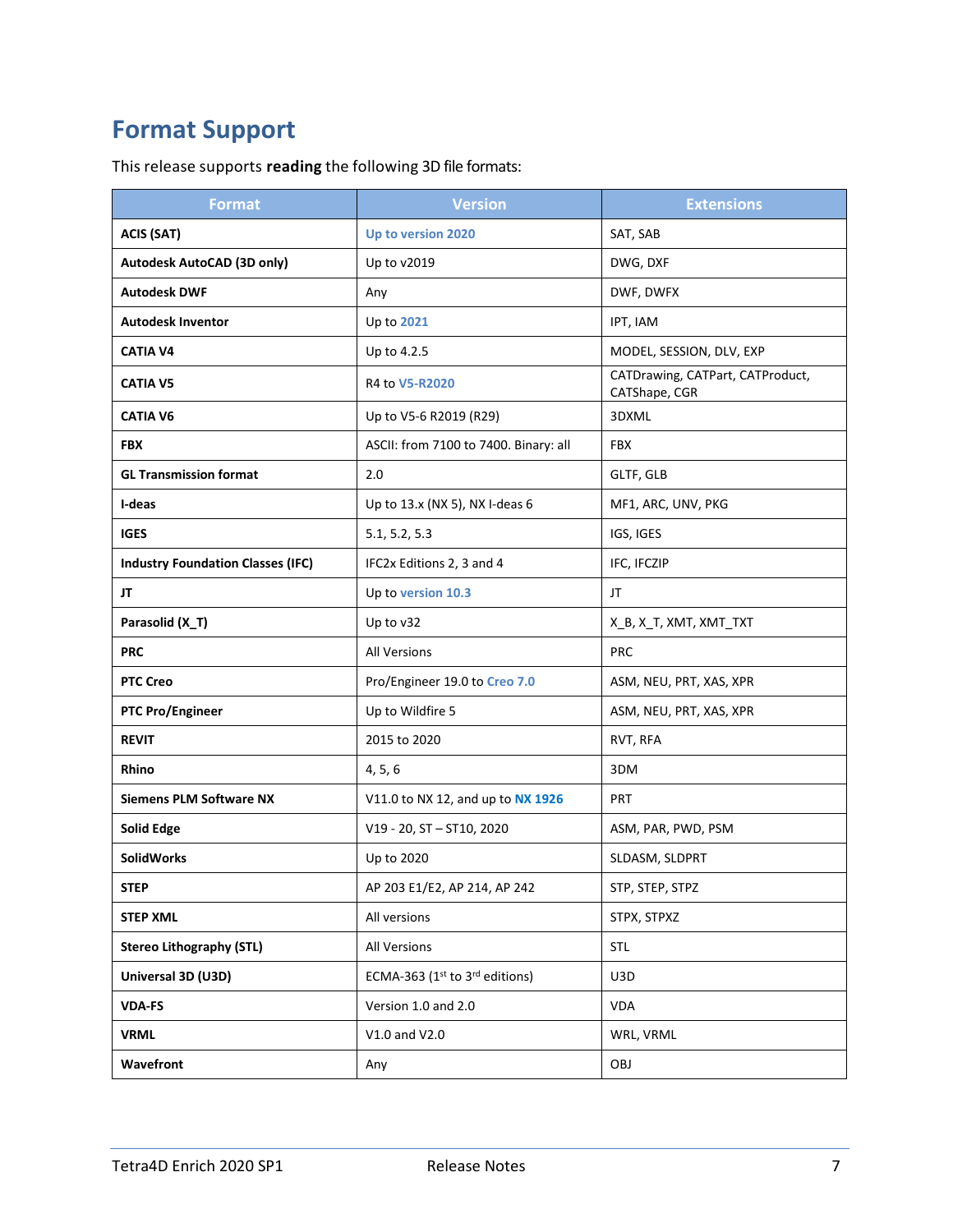## Format Support

This release supports **reading** the following 3D file formats:

| Format | Version | Extensions |
|---|---|---|
| **ACIS (SAT)** | Up to version 2020 | SAT, SAB |
| **Autodesk AutoCAD (3D only)** | Up to v2019 | DWG, DXF |
| **Autodesk DWF** | Any | DWF, DWFX |
| **Autodesk Inventor** | Up to 2021 | IPT, IAM |
| **CATIA V4** | Up to 4.2.5 | MODEL, SESSION, DLV, EXP |
| **CATIA V5** | R4 to V5-R2020 | CATDrawing, CATPart, CATProduct, CATShape, CGR |
| **CATIA V6** | Up to V5-6 R2019 (R29) | 3DXML |
| **FBX** | ASCII: from 7100 to 7400. Binary: all | FBX |
| **GL Transmission format** | 2.0 | GLTF, GLB |
| **I-deas** | Up to 13.x (NX 5), NX I-deas 6 | MF1, ARC, UNV, PKG |
| **IGES** | 5.1, 5.2, 5.3 | IGS, IGES |
| **Industry Foundation Classes (IFC)** | IFC2x Editions 2, 3 and 4 | IFC, IFCZIP |
| **JT** | Up to version 10.3 | JT |
| **Parasolid (X_T)** | Up to v32 | X_B, X_T, XMT, XMT_TXT |
| **PRC** | All Versions | PRC |
| **PTC Creo** | Pro/Engineer 19.0 to Creo 7.0 | ASM, NEU, PRT, XAS, XPR |
| **PTC Pro/Engineer** | Up to Wildfire 5 | ASM, NEU, PRT, XAS, XPR |
| **REVIT** | 2015 to 2020 | RVT, RFA |
| **Rhino** | 4, 5, 6 | 3DM |
| **Siemens PLM Software NX** | V11.0 to NX 12, and up to NX 1926 | PRT |
| **Solid Edge** | V19 - 20, ST – ST10, 2020 | ASM, PAR, PWD, PSM |
| **SolidWorks** | Up to 2020 | SLDASM, SLDPRT |
| **STEP** | AP 203 E1/E2, AP 214, AP 242 | STP, STEP, STPZ |
| **STEP XML** | All versions | STPX, STPXZ |
| **Stereo Lithography (STL)** | All Versions | STL |
| **Universal 3D (U3D)** | ECMA-363 (1st to 3rd editions) | U3D |
| **VDA-FS** | Version 1.0 and 2.0 | VDA |
| **VRML** | V1.0 and V2.0 | WRL, VRML |
| **Wavefront** | Any | OBJ |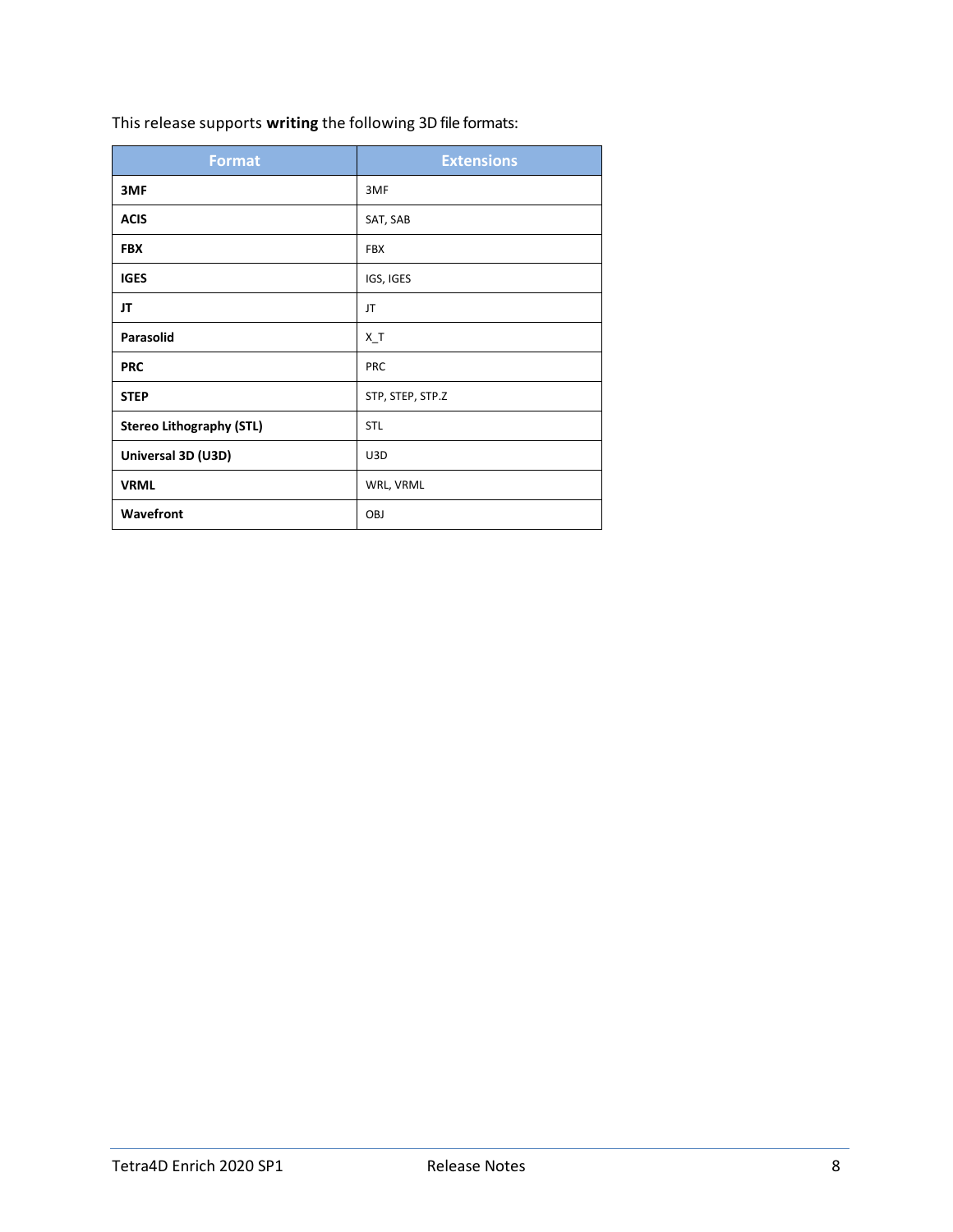This release supports **writing** the following 3D file formats:

| Format | Extensions |
|---|---|
| **3MF** | 3MF |
| **ACIS** | SAT, SAB |
| **FBX** | FBX |
| **IGES** | IGS, IGES |
| **JT** | JT |
| **Parasolid** | X_T |
| **PRC** | PRC |
| **STEP** | STP, STEP, STP.Z |
| **Stereo Lithography (STL)** | STL |
| **Universal 3D (U3D)** | U3D |
| **VRML** | WRL, VRML |
| **Wavefront** | OBJ |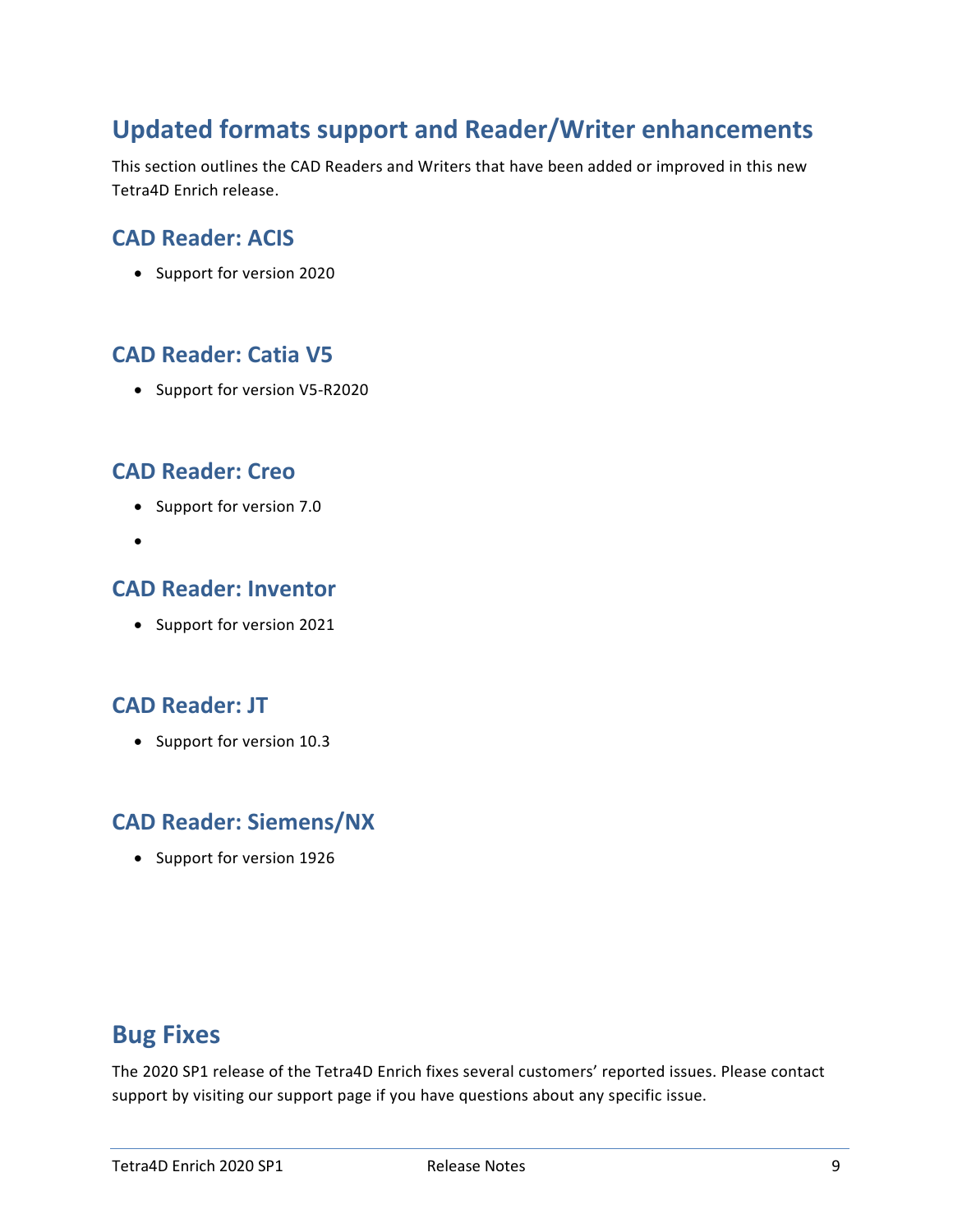## Updated formats support and Reader/Writer enhancements

This section outlines the CAD Readers and Writers that have been added or improved in this new Tetra4D Enrich release.

### CAD Reader: ACIS

- Support for version 2020

### CAD Reader: Catia V5

- Support for version V5-R2020

### CAD Reader: Creo

- Support for version 7.0
-

### CAD Reader: Inventor

- Support for version 2021

### CAD Reader: JT

- Support for version 10.3

### CAD Reader: Siemens/NX

- Support for version 1926

## Bug Fixes

The 2020 SP1 release of the Tetra4D Enrich fixes several customers' reported issues. Please contact support by visiting our support page if you have questions about any specific issue.